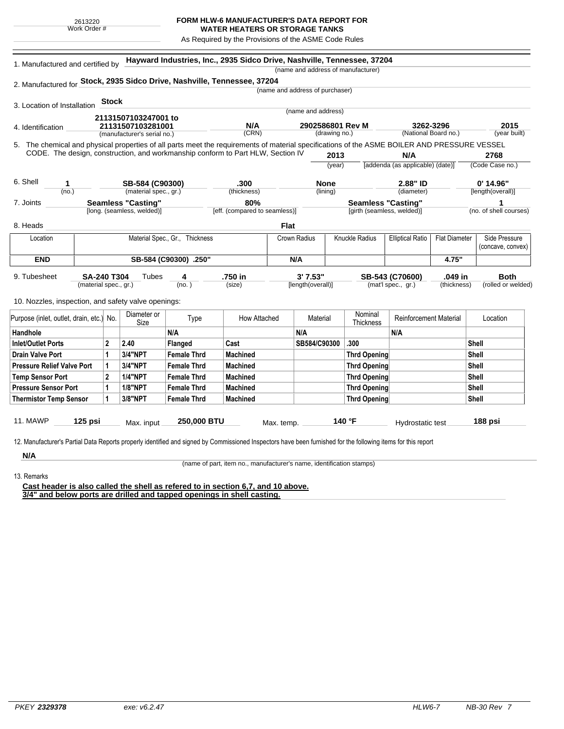2613220
Work Order #

**FORM HLW-6 MANUFACTURER'S DATA REPORT FOR WATER HEATERS OR STORAGE TANKS**

As Required by the Provisions of the ASME Code Rules

1. Manufactured and certified by **Hayward Industries, Inc., 2935 Sidco Drive, Nashville, Tennessee, 37204**
(name and address of manufacturer)

2. Manufactured for **Stock, 2935 Sidco Drive, Nashville, Tennessee, 37204**
(name and address of purchaser)

3. Location of Installation **Stock**
(name and address)

4. Identification **21131507103247001 to 21131507103281001** (manufacturer's serial no.) **N/A** (CRN) **2902586801 Rev M** (drawing no.) **3262-3296** (National Board no.) **2015** (year built)

5. The chemical and physical properties of all parts meet the requirements of material specifications of the ASME BOILER AND PRESSURE VESSEL CODE. The design, construction, and workmanship conform to Part HLW, Section IV **2013** (year) **N/A** [addenda (as applicable) (date)] **2768** (Code Case no.)

6. Shell **1** (no.) **SB-584 (C90300)** (material spec., gr.) **.300** (thickness) **None** (lining) **2.88" ID** (diameter) **0' 14.96"** [length(overall)]

7. Joints **Seamless "Casting"** [long. (seamless, welded)] **80%** [eff. (compared to seamless)] **Seamless "Casting"** [girth (seamless, welded)] **1** (no. of shell courses)

8. Heads **Flat**

| Location | Material Spec., Gr., Thickness | Crown Radius | Knuckle Radius | Elliptical Ratio | Flat Diameter | Side Pressure (concave, convex) |
|---|---|---|---|---|---|---|
| **END** | **SB-584 (C90300) .250"** | **N/A** | | | **4.75"** | |

9. Tubesheet **SA-240 T304** (material spec., gr.) Tubes **4** (no.) **.750 in** (size) **3' 7.53"** [length(overall)] **SB-543 (C70600)** (mat'l spec., gr.) **.049 in** (thickness) **Both** (rolled or welded)

10. Nozzles, inspection, and safety valve openings:

| Purpose (inlet, outlet, drain, etc.) | No. | Diameter or Size | Type | How Attached | Material | Nominal Thickness | Reinforcement Material | Location |
|---|---|---|---|---|---|---|---|---|
| **Handhole** | | | **N/A** | | **N/A** | | **N/A** | |
| **Inlet/Outlet Ports** | **2** | **2.40** | **Flanged** | **Cast** | **SB584/C90300** | **.300** | | **Shell** |
| **Drain Valve Port** | **1** | **3/4"NPT** | **Female Thrd** | **Machined** | | **Thrd Opening** | | **Shell** |
| **Pressure Relief Valve Port** | **1** | **3/4"NPT** | **Female Thrd** | **Machined** | | **Thrd Opening** | | **Shell** |
| **Temp Sensor Port** | **2** | **1/4"NPT** | **Female Thrd** | **Machined** | | **Thrd Opening** | | **Shell** |
| **Pressure Sensor Port** | **1** | **1/8"NPT** | **Female Thrd** | **Machined** | | **Thrd Opening** | | **Shell** |
| **Thermistor Temp Sensor** | **1** | **3/8"NPT** | **Female Thrd** | **Machined** | | **Thrd Opening** | | **Shell** |

11. MAWP **125 psi** Max. input **250,000 BTU** Max. temp. **140 °F** Hydrostatic test **188 psi**

12. Manufacturer's Partial Data Reports properly identified and signed by Commissioned Inspectors have been furnished for the following items for this report

**N/A**
(name of part, item no., manufacturer's name, identification stamps)

13. Remarks

**Cast header is also called the shell as refered to in section 6,7, and 10 above.**
**3/4" and below ports are drilled and tapped openings in shell casting.**

PKEY **2329378** exe: v6.2.47 HLW6-7 NB-30 Rev 7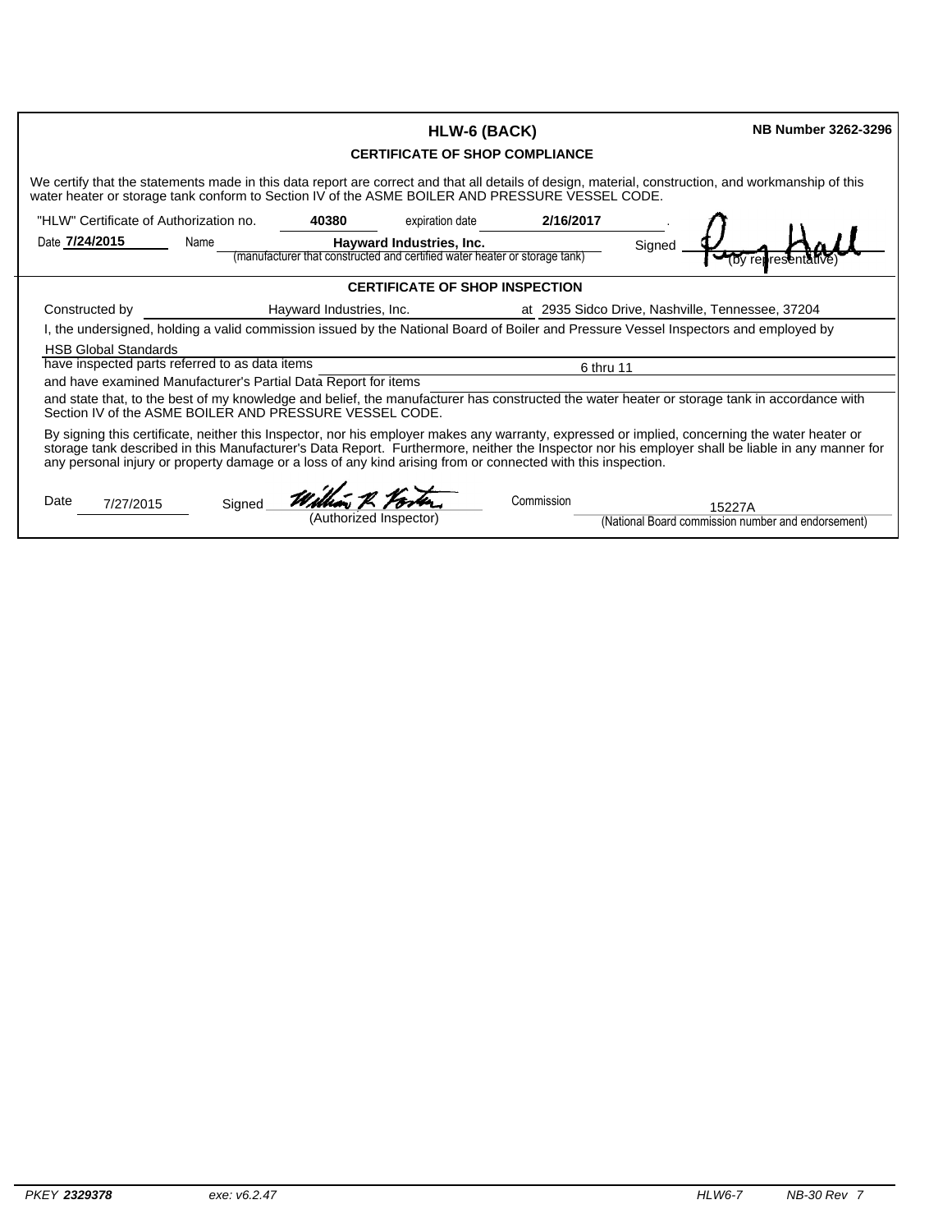**NB Number 3262-3296**

# HLW-6 (BACK)

## CERTIFICATE OF SHOP COMPLIANCE

We certify that the statements made in this data report are correct and that all details of design, material, construction, and workmanship of this water heater or storage tank conform to Section IV of the ASME BOILER AND PRESSURE VESSEL CODE.

"HLW" Certificate of Authorization no. **40380** expiration date **2/16/2017** .

Date **7/24/2015** Name **Hayward Industries, Inc.** Signed ___________
(manufacturer that constructed and certified water heater or storage tank) (by representative)

## CERTIFICATE OF SHOP INSPECTION

Constructed by Hayward Industries, Inc. at 2935 Sidco Drive, Nashville, Tennessee, 37204

I, the undersigned, holding a valid commission issued by the National Board of Boiler and Pressure Vessel Inspectors and employed by HSB Global Standards

have inspected parts referred to as data items 6 thru 11

and have examined Manufacturer's Partial Data Report for items

and state that, to the best of my knowledge and belief, the manufacturer has constructed the water heater or storage tank in accordance with Section IV of the ASME BOILER AND PRESSURE VESSEL CODE.

By signing this certificate, neither this Inspector, nor his employer makes any warranty, expressed or implied, concerning the water heater or storage tank described in this Manufacturer's Data Report. Furthermore, neither the Inspector nor his employer shall be liable in any manner for any personal injury or property damage or a loss of any kind arising from or connected with this inspection.

Date 7/27/2015 Signed ___________ (Authorized Inspector) Commission 15227A (National Board commission number and endorsement)

*PKEY* ***2329378*** *exe: v6.2.47* *HLW6-7* *NB-30 Rev 7*